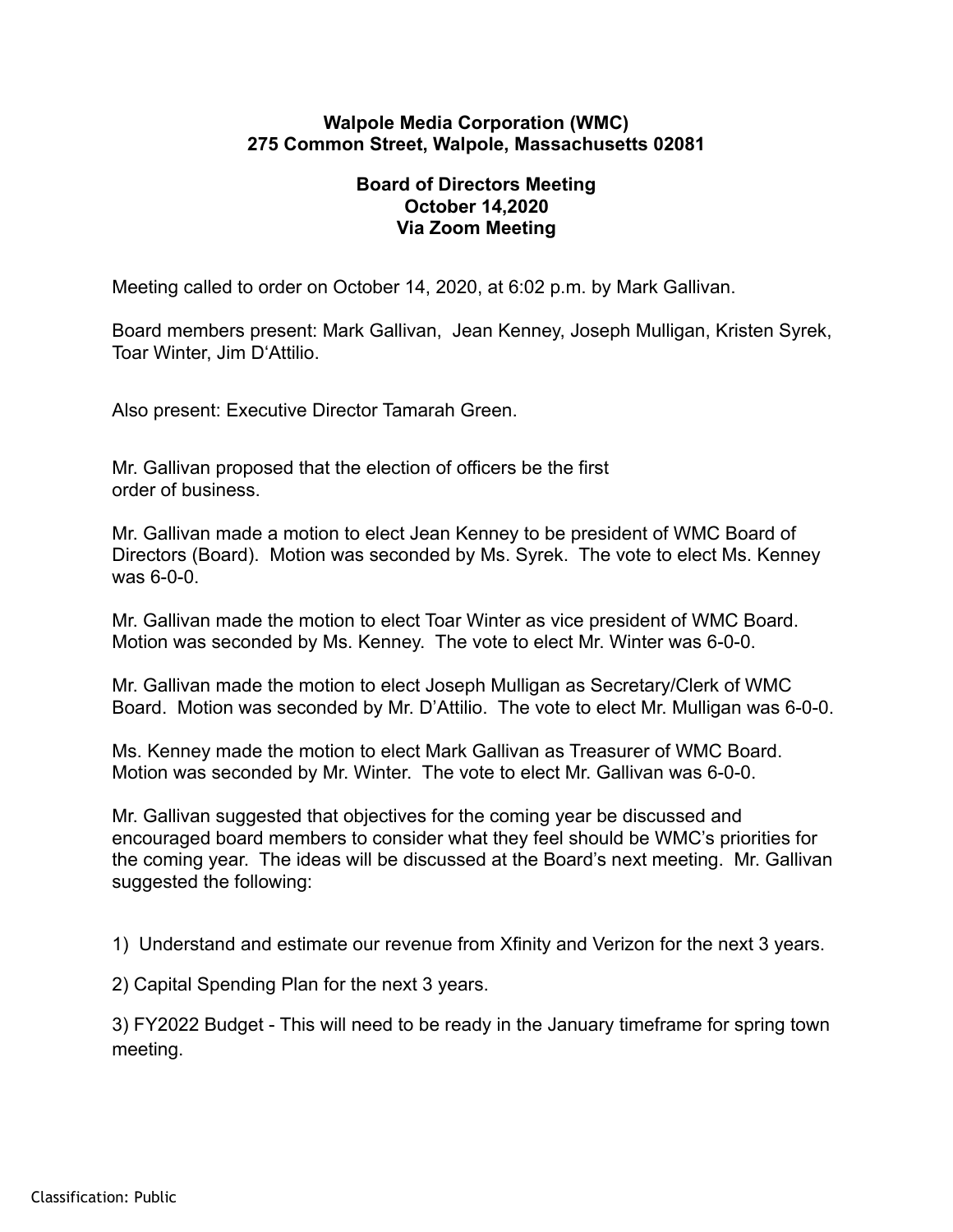**Walpole Media Corporation (WMC)**
**275 Common Street, Walpole, Massachusetts 02081**

**Board of Directors Meeting**
**October 14,2020**
**Via Zoom Meeting**

Meeting called to order on October 14, 2020, at 6:02 p.m. by Mark Gallivan.

Board members present: Mark Gallivan, Jean Kenney, Joseph Mulligan, Kristen Syrek, Toar Winter, Jim D'Attilio.

Also present: Executive Director Tamarah Green.

Mr. Gallivan proposed that the election of officers be the first order of business.

Mr. Gallivan made a motion to elect Jean Kenney to be president of WMC Board of Directors (Board). Motion was seconded by Ms. Syrek. The vote to elect Ms. Kenney was 6-0-0.

Mr. Gallivan made the motion to elect Toar Winter as vice president of WMC Board. Motion was seconded by Ms. Kenney. The vote to elect Mr. Winter was 6-0-0.

Mr. Gallivan made the motion to elect Joseph Mulligan as Secretary/Clerk of WMC Board. Motion was seconded by Mr. D'Attilio. The vote to elect Mr. Mulligan was 6-0-0.

Ms. Kenney made the motion to elect Mark Gallivan as Treasurer of WMC Board. Motion was seconded by Mr. Winter. The vote to elect Mr. Gallivan was 6-0-0.

Mr. Gallivan suggested that objectives for the coming year be discussed and encouraged board members to consider what they feel should be WMC's priorities for the coming year. The ideas will be discussed at the Board's next meeting. Mr. Gallivan suggested the following:

1) Understand and estimate our revenue from Xfinity and Verizon for the next 3 years.

2) Capital Spending Plan for the next 3 years.

3) FY2022 Budget - This will need to be ready in the January timeframe for spring town meeting.

Classification: Public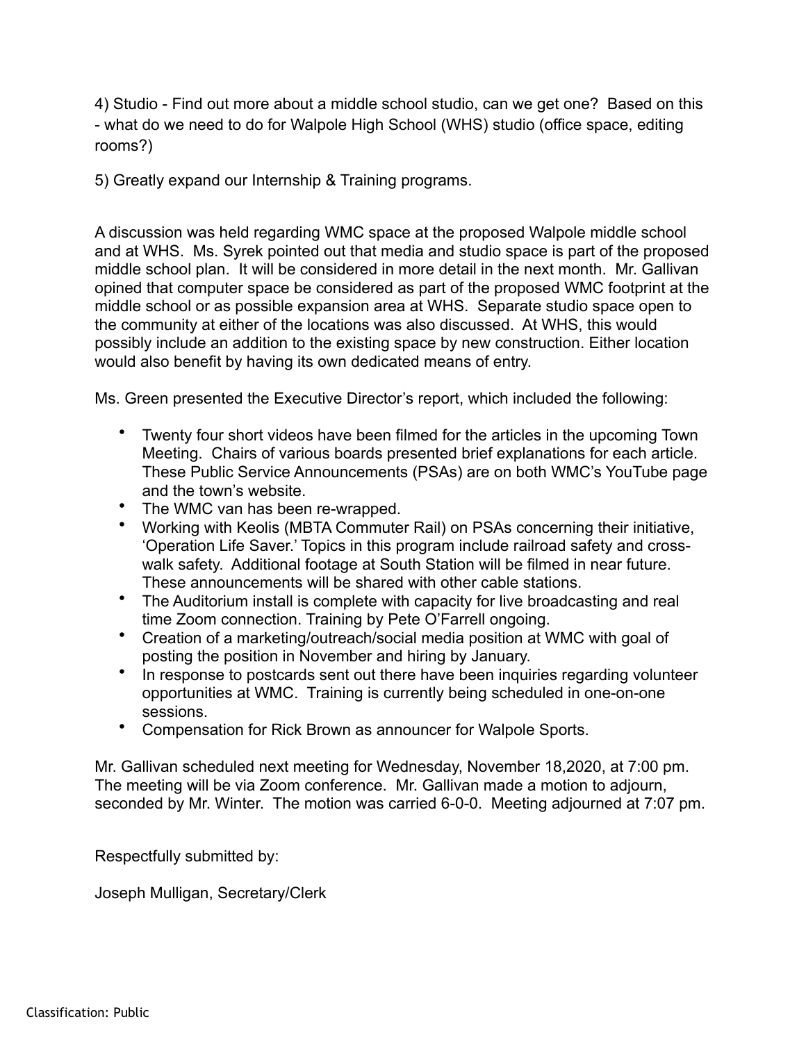4) Studio - Find out more about a middle school studio, can we get one? Based on this - what do we need to do for Walpole High School (WHS) studio (office space, editing rooms?)

5) Greatly expand our Internship & Training programs.

A discussion was held regarding WMC space at the proposed Walpole middle school and at WHS. Ms. Syrek pointed out that media and studio space is part of the proposed middle school plan. It will be considered in more detail in the next month. Mr. Gallivan opined that computer space be considered as part of the proposed WMC footprint at the middle school or as possible expansion area at WHS. Separate studio space open to the community at either of the locations was also discussed. At WHS, this would possibly include an addition to the existing space by new construction. Either location would also benefit by having its own dedicated means of entry.

Ms. Green presented the Executive Director's report, which included the following:

- Twenty four short videos have been filmed for the articles in the upcoming Town Meeting. Chairs of various boards presented brief explanations for each article. These Public Service Announcements (PSAs) are on both WMC's YouTube page and the town's website.
- The WMC van has been re-wrapped.
- Working with Keolis (MBTA Commuter Rail) on PSAs concerning their initiative, 'Operation Life Saver.' Topics in this program include railroad safety and cross-walk safety. Additional footage at South Station will be filmed in near future. These announcements will be shared with other cable stations.
- The Auditorium install is complete with capacity for live broadcasting and real time Zoom connection. Training by Pete O'Farrell ongoing.
- Creation of a marketing/outreach/social media position at WMC with goal of posting the position in November and hiring by January.
- In response to postcards sent out there have been inquiries regarding volunteer opportunities at WMC. Training is currently being scheduled in one-on-one sessions.
- Compensation for Rick Brown as announcer for Walpole Sports.

Mr. Gallivan scheduled next meeting for Wednesday, November 18,2020, at 7:00 pm. The meeting will be via Zoom conference. Mr. Gallivan made a motion to adjourn, seconded by Mr. Winter. The motion was carried 6-0-0. Meeting adjourned at 7:07 pm.

Respectfully submitted by:

Joseph Mulligan, Secretary/Clerk

Classification: Public